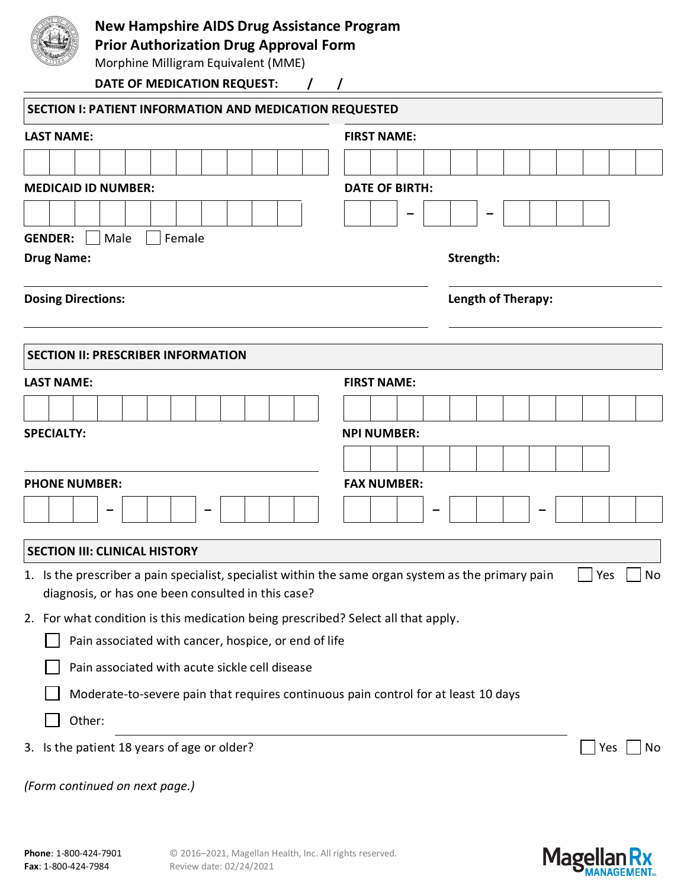# New Hampshire AIDS Drug Assistance Program
## Prior Authorization Drug Approval Form

Morphine Milligram Equivalent (MME)

**DATE OF MEDICATION REQUEST:** ____ / ____ / ____

## SECTION I: PATIENT INFORMATION AND MEDICATION REQUESTED

**LAST NAME:** ______________________

**FIRST NAME:** ______________________

**MEDICAID ID NUMBER:** ______________________

**DATE OF BIRTH:** ____ – ____ – ________

**GENDER:** ☐ Male ☐ Female

**Drug Name:** ______________________

**Strength:** ______________________

**Dosing Directions:** ______________________

**Length of Therapy:** ______________________

## SECTION II: PRESCRIBER INFORMATION

**LAST NAME:** ______________________

**FIRST NAME:** ______________________

**SPECIALTY:** ______________________

**NPI NUMBER:** ______________________

**PHONE NUMBER:** ______ – ______ – ________

**FAX NUMBER:** ______ – ______ – ________

## SECTION III: CLINICAL HISTORY

1. Is the prescriber a pain specialist, specialist within the same organ system as the primary pain diagnosis, or has one been consulted in this case? ☐ Yes ☐ No
2. For what condition is this medication being prescribed? Select all that apply.
   - ☐ Pain associated with cancer, hospice, or end of life
   - ☐ Pain associated with acute sickle cell disease
   - ☐ Moderate-to-severe pain that requires continuous pain control for at least 10 days
   - ☐ Other: ______________________
3. Is the patient 18 years of age or older? ☐ Yes ☐ No

*(Form continued on next page.)*

**Phone**: 1-800-424-7901
**Fax**: 1-800-424-7984

© 2016–2021, Magellan Health, Inc. All rights reserved.
Review date: 02/24/2021

Magellan Rx MANAGEMENT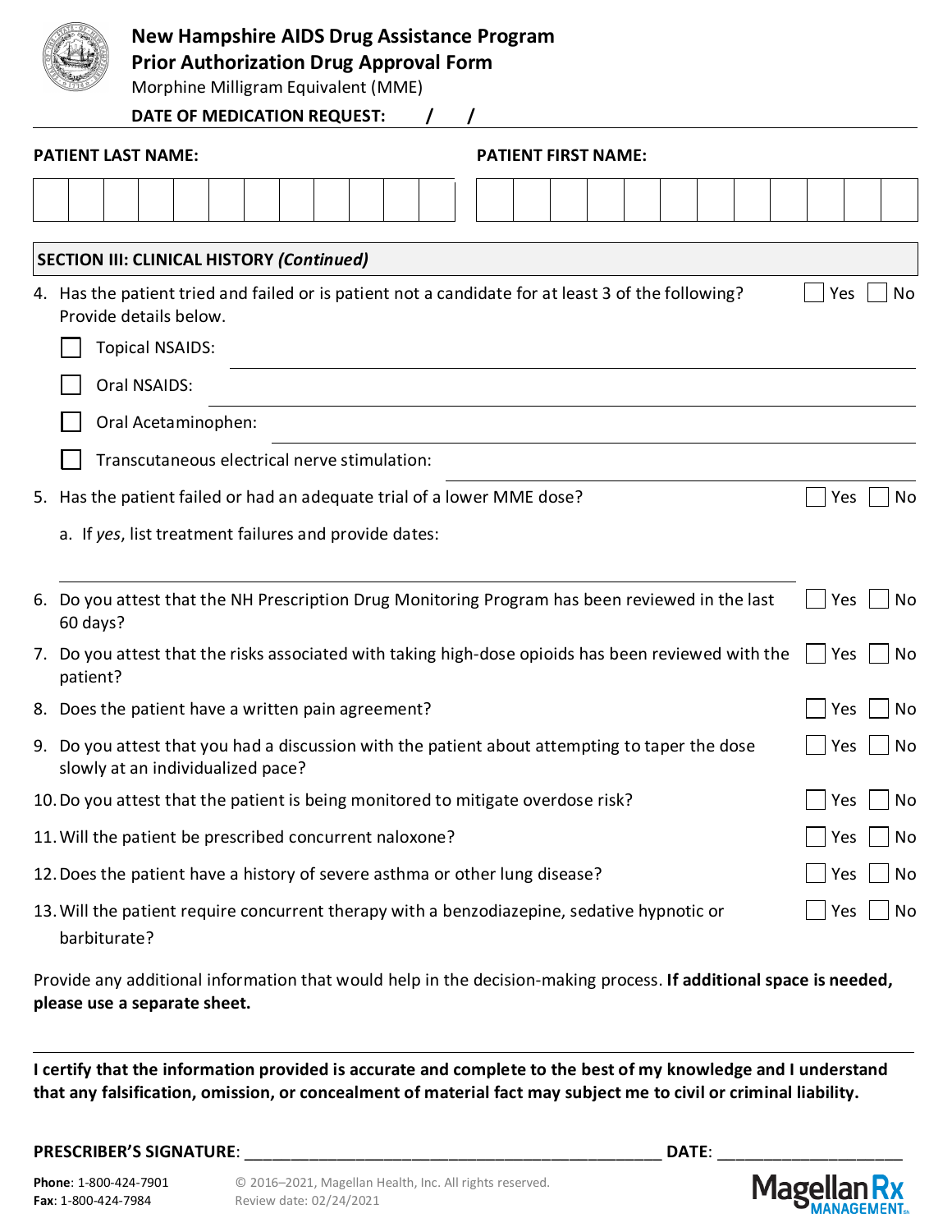# New Hampshire AIDS Drug Assistance Program
## Prior Authorization Drug Approval Form

Morphine Milligram Equivalent (MME)

**DATE OF MEDICATION REQUEST:** / /

**PATIENT LAST NAME:** **PATIENT FIRST NAME:**

| | |
|---|---|
| | |

### SECTION III: CLINICAL HISTORY *(Continued)*

4. Has the patient tried and failed or is patient not a candidate for at least 3 of the following? Provide details below. ☐ Yes ☐ No
   - ☐ Topical NSAIDS: ______
   - ☐ Oral NSAIDS: ______
   - ☐ Oral Acetaminophen: ______
   - ☐ Transcutaneous electrical nerve stimulation: ______
5. Has the patient failed or had an adequate trial of a lower MME dose? ☐ Yes ☐ No
   a. If *yes*, list treatment failures and provide dates: ______
6. Do you attest that the NH Prescription Drug Monitoring Program has been reviewed in the last 60 days? ☐ Yes ☐ No
7. Do you attest that the risks associated with taking high-dose opioids has been reviewed with the patient? ☐ Yes ☐ No
8. Does the patient have a written pain agreement? ☐ Yes ☐ No
9. Do you attest that you had a discussion with the patient about attempting to taper the dose slowly at an individualized pace? ☐ Yes ☐ No
10. Do you attest that the patient is being monitored to mitigate overdose risk? ☐ Yes ☐ No
11. Will the patient be prescribed concurrent naloxone? ☐ Yes ☐ No
12. Does the patient have a history of severe asthma or other lung disease? ☐ Yes ☐ No
13. Will the patient require concurrent therapy with a benzodiazepine, sedative hypnotic or barbiturate? ☐ Yes ☐ No

Provide any additional information that would help in the decision-making process. **If additional space is needed, please use a separate sheet.**

______

**I certify that the information provided is accurate and complete to the best of my knowledge and I understand that any falsification, omission, or concealment of material fact may subject me to civil or criminal liability.**

**PRESCRIBER'S SIGNATURE**: ______ **DATE**: ______

**Phone**: 1-800-424-7901
**Fax**: 1-800-424-7984

© 2016–2021, Magellan Health, Inc. All rights reserved.
Review date: 02/24/2021

Magellan Rx MANAGEMENT